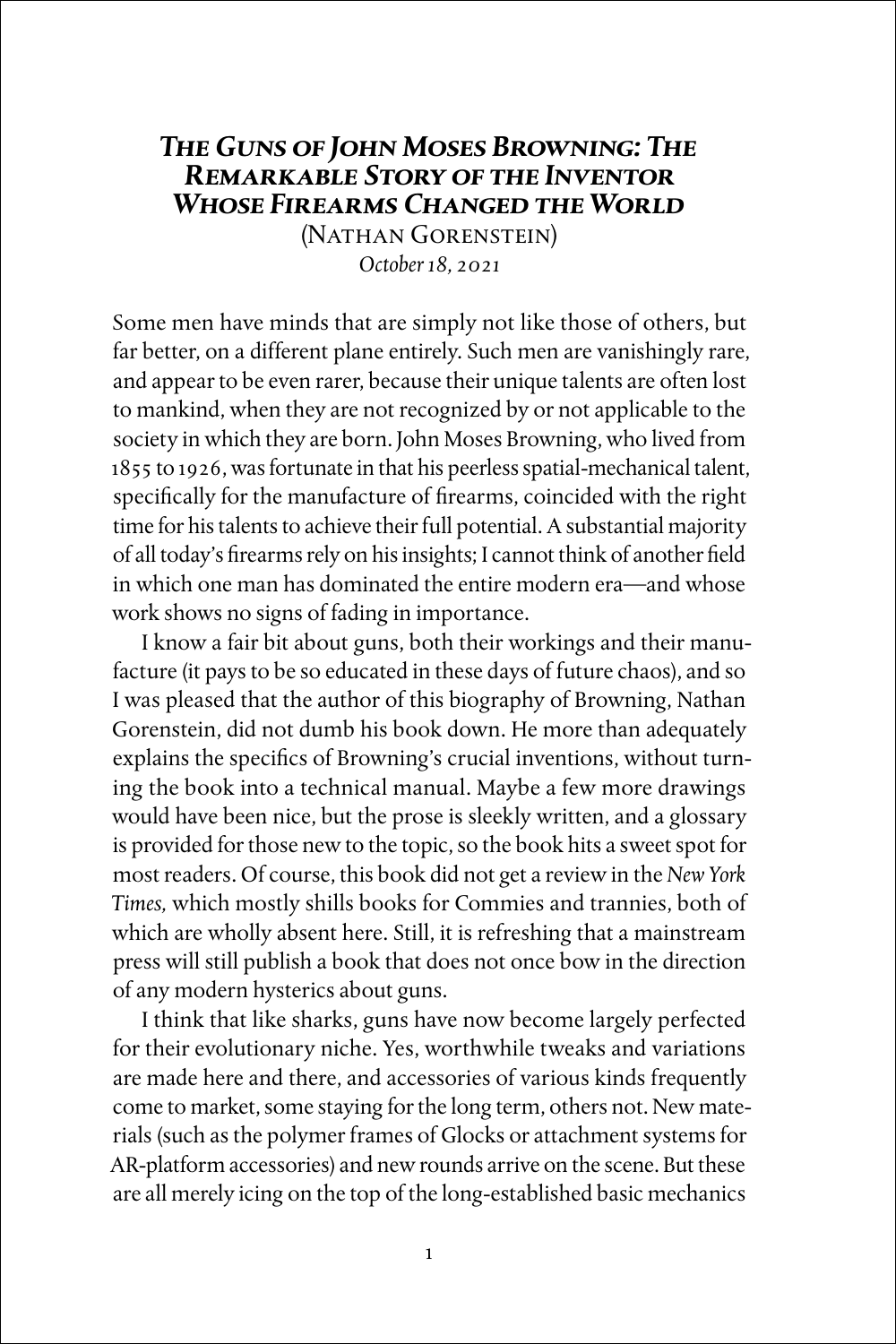# *The Guns of John Moses Browning: The Remarkable Story of the Inventor Whose Firearms Changed the World*

(Nathan Gorenstein)

*October 18, 2021*

Some men have minds that are simply not like those of others, but far better, on a different plane entirely. Such men are vanishingly rare, and appear to be even rarer, because their unique talents are often lost to mankind, when they are not recognized by or not applicable to the society in which they are born. John Moses Browning, who lived from 1855 to 1926, was fortunate in that his peerless spatial-mechanical talent, specifically for the manufacture of firearms, coincided with the right time for his talents to achieve their full potential. A substantial majority of all today's firearms rely on his insights; I cannot think of another field in which one man has dominated the entire modern era—and whose work shows no signs of fading in importance.

I know a fair bit about guns, both their workings and their manufacture (it pays to be so educated in these days of future chaos), and so I was pleased that the author of this biography of Browning, Nathan Gorenstein, did not dumb his book down. He more than adequately explains the specifics of Browning's crucial inventions, without turning the book into a technical manual. Maybe a few more drawings would have been nice, but the prose is sleekly written, and a glossary is provided for those new to the topic, so the book hits a sweet spot for most readers. Of course, this book did not get a review in the *New York Times,* which mostly shills books for Commies and trannies, both of which are wholly absent here. Still, it is refreshing that a mainstream press will still publish a book that does not once bow in the direction of any modern hysterics about guns.

I think that like sharks, guns have now become largely perfected for their evolutionary niche. Yes, worthwhile tweaks and variations are made here and there, and accessories of various kinds frequently come to market, some staying for the long term, others not. New materials (such as the polymer frames of Glocks or attachment systems for AR-platform accessories) and new rounds arrive on the scene. But these are all merely icing on the top of the long-established basic mechanics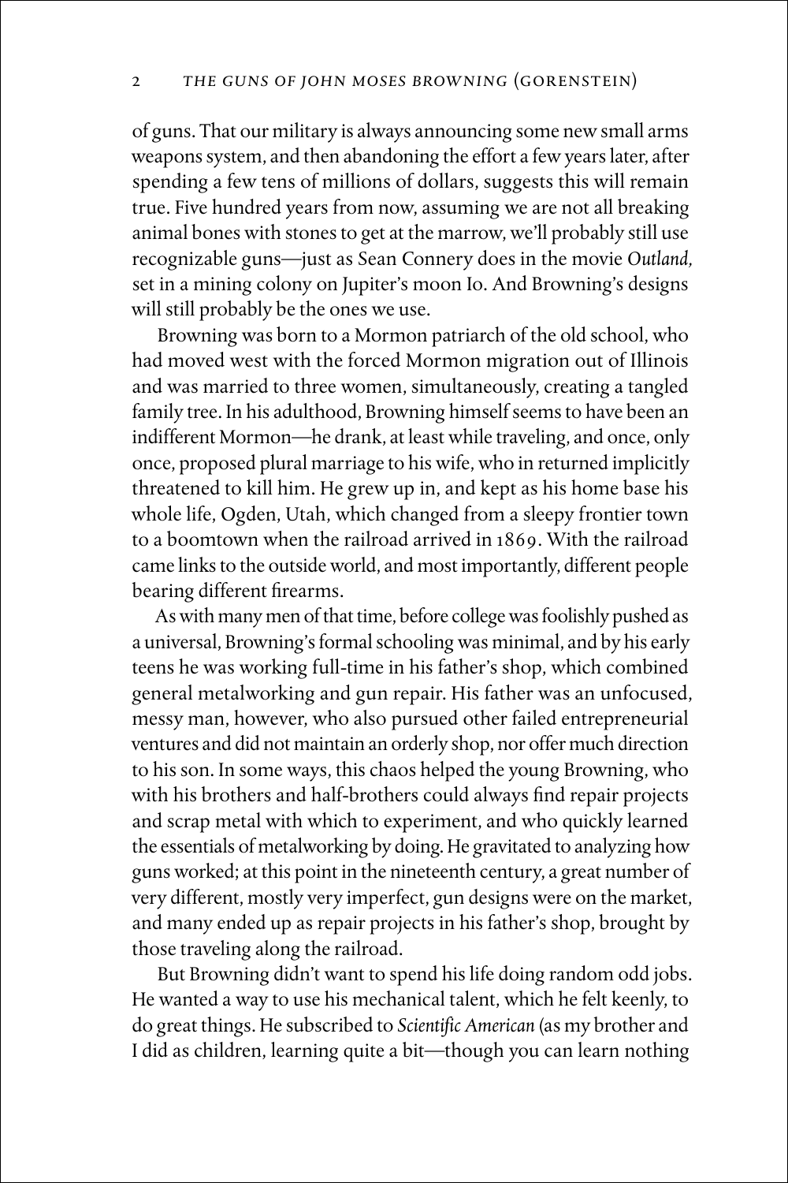of guns. That our military is always announcing some new small arms weapons system, and then abandoning the effort a few years later, after spending a few tens of millions of dollars, suggests this will remain true. Five hundred years from now, assuming we are not all breaking animal bones with stones to get at the marrow, we'll probably still use recognizable guns—just as Sean Connery does in the movie *Outland,* set in a mining colony on Jupiter's moon Io. And Browning's designs will still probably be the ones we use.

Browning was born to a Mormon patriarch of the old school, who had moved west with the forced Mormon migration out of Illinois and was married to three women, simultaneously, creating a tangled family tree. In his adulthood, Browning himself seems to have been an indifferent Mormon—he drank, at least while traveling, and once, only once, proposed plural marriage to his wife, who in returned implicitly threatened to kill him. He grew up in, and kept as his home base his whole life, Ogden, Utah, which changed from a sleepy frontier town to a boomtown when the railroad arrived in 1869. With the railroad came links to the outside world, and most importantly, different people bearing different firearms.

As with many men of that time, before college was foolishly pushed as a universal, Browning's formal schooling was minimal, and by his early teens he was working full-time in his father's shop, which combined general metalworking and gun repair. His father was an unfocused, messy man, however, who also pursued other failed entrepreneurial ventures and did not maintain an orderly shop, nor offer much direction to his son. In some ways, this chaos helped the young Browning, who with his brothers and half-brothers could always find repair projects and scrap metal with which to experiment, and who quickly learned the essentials of metalworking by doing. He gravitated to analyzing how guns worked; at this point in the nineteenth century, a great number of very different, mostly very imperfect, gun designs were on the market, and many ended up as repair projects in his father's shop, brought by those traveling along the railroad.

But Browning didn't want to spend his life doing random odd jobs. He wanted a way to use his mechanical talent, which he felt keenly, to do great things. He subscribed to *Scientific American* (as my brother and I did as children, learning quite a bit—though you can learn nothing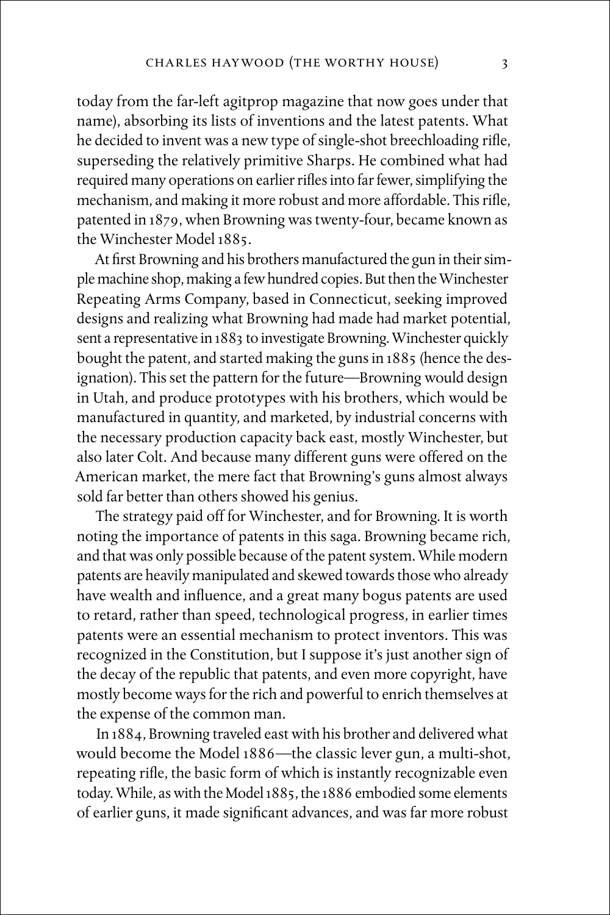today from the far-left agitprop magazine that now goes under that name), absorbing its lists of inventions and the latest patents. What he decided to invent was a new type of single-shot breechloading rifle, superseding the relatively primitive Sharps. He combined what had required many operations on earlier rifles into far fewer, simplifying the mechanism, and making it more robust and more affordable. This rifle, patented in 1879, when Browning was twenty-four, became known as the Winchester Model 1885.

At first Browning and his brothers manufactured the gun in their simple machine shop, making a few hundred copies. But then the Winchester Repeating Arms Company, based in Connecticut, seeking improved designs and realizing what Browning had made had market potential, sent a representative in 1883 to investigate Browning. Winchester quickly bought the patent, and started making the guns in 1885 (hence the designation). This set the pattern for the future—Browning would design in Utah, and produce prototypes with his brothers, which would be manufactured in quantity, and marketed, by industrial concerns with the necessary production capacity back east, mostly Winchester, but also later Colt. And because many different guns were offered on the American market, the mere fact that Browning's guns almost always sold far better than others showed his genius.

The strategy paid off for Winchester, and for Browning. It is worth noting the importance of patents in this saga. Browning became rich, and that was only possible because of the patent system. While modern patents are heavily manipulated and skewed towards those who already have wealth and influence, and a great many bogus patents are used to retard, rather than speed, technological progress, in earlier times patents were an essential mechanism to protect inventors. This was recognized in the Constitution, but I suppose it's just another sign of the decay of the republic that patents, and even more copyright, have mostly become ways for the rich and powerful to enrich themselves at the expense of the common man.

In 1884, Browning traveled east with his brother and delivered what would become the Model 1886—the classic lever gun, a multi-shot, repeating rifle, the basic form of which is instantly recognizable even today. While, as with the Model 1885, the 1886 embodied some elements of earlier guns, it made significant advances, and was far more robust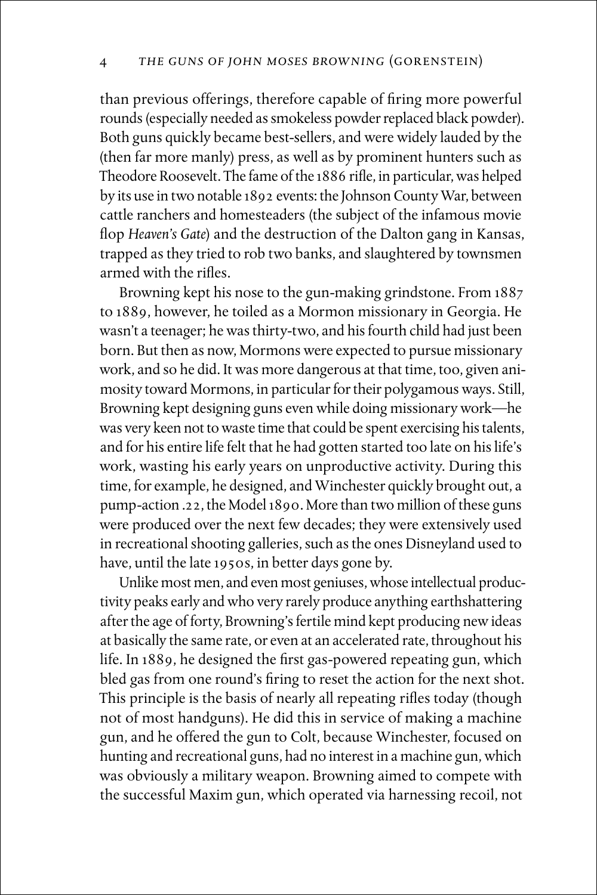than previous offerings, therefore capable of firing more powerful rounds (especially needed as smokeless powder replaced black powder). Both guns quickly became best-sellers, and were widely lauded by the (then far more manly) press, as well as by prominent hunters such as Theodore Roosevelt. The fame of the 1886 rifle, in particular, was helped by its use in two notable 1892 events: the Johnson County War, between cattle ranchers and homesteaders (the subject of the infamous movie flop *Heaven's Gate*) and the destruction of the Dalton gang in Kansas, trapped as they tried to rob two banks, and slaughtered by townsmen armed with the rifles.

Browning kept his nose to the gun-making grindstone. From 1887 to 1889, however, he toiled as a Mormon missionary in Georgia. He wasn't a teenager; he was thirty-two, and his fourth child had just been born. But then as now, Mormons were expected to pursue missionary work, and so he did. It was more dangerous at that time, too, given animosity toward Mormons, in particular for their polygamous ways. Still, Browning kept designing guns even while doing missionary work—he was very keen not to waste time that could be spent exercising his talents, and for his entire life felt that he had gotten started too late on his life's work, wasting his early years on unproductive activity. During this time, for example, he designed, and Winchester quickly brought out, a pump-action .22, the Model 1890. More than two million of these guns were produced over the next few decades; they were extensively used in recreational shooting galleries, such as the ones Disneyland used to have, until the late 1950s, in better days gone by.

Unlike most men, and even most geniuses, whose intellectual productivity peaks early and who very rarely produce anything earthshattering after the age of forty, Browning's fertile mind kept producing new ideas at basically the same rate, or even at an accelerated rate, throughout his life. In 1889, he designed the first gas-powered repeating gun, which bled gas from one round's firing to reset the action for the next shot. This principle is the basis of nearly all repeating rifles today (though not of most handguns). He did this in service of making a machine gun, and he offered the gun to Colt, because Winchester, focused on hunting and recreational guns, had no interest in a machine gun, which was obviously a military weapon. Browning aimed to compete with the successful Maxim gun, which operated via harnessing recoil, not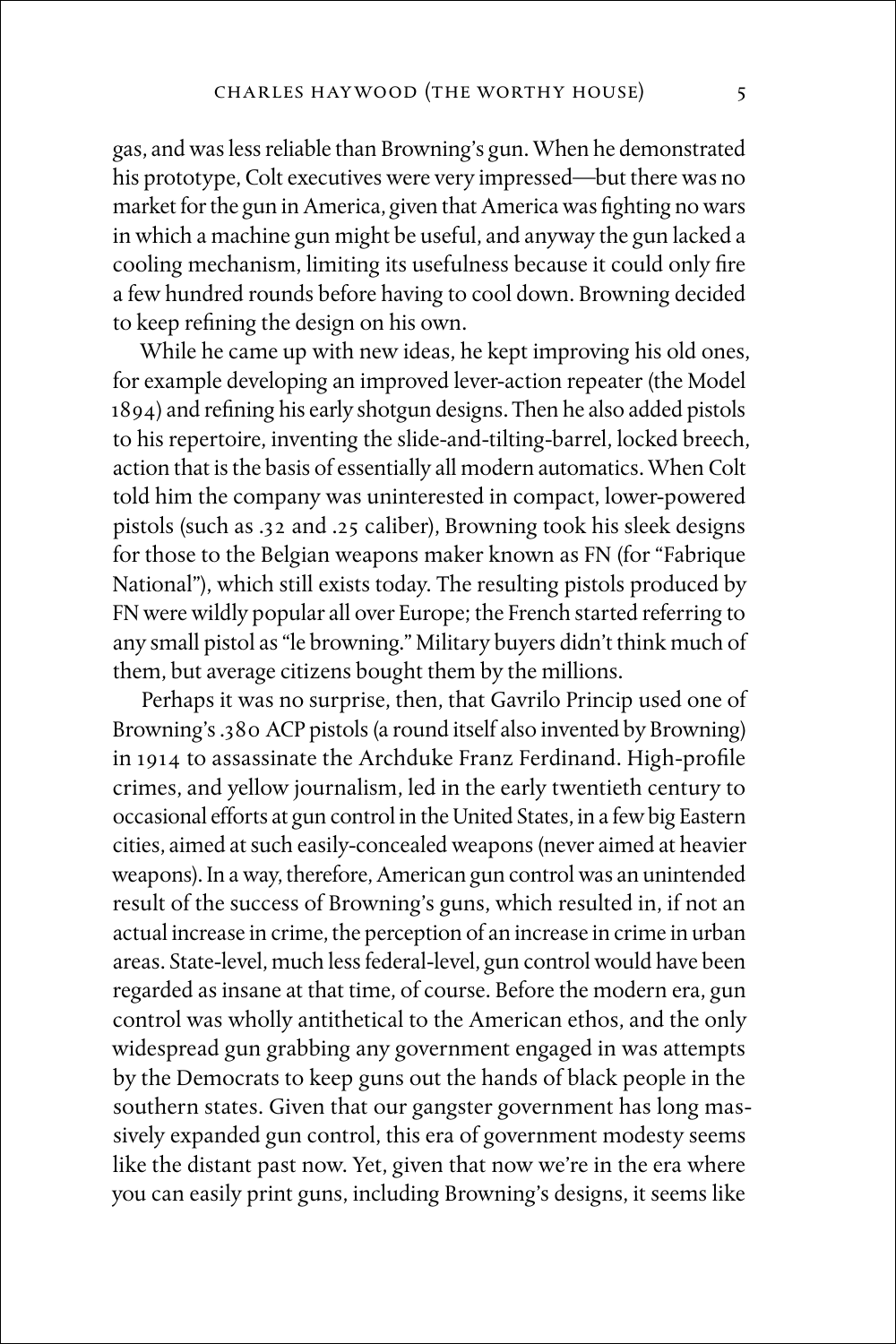gas, and was less reliable than Browning's gun. When he demonstrated his prototype, Colt executives were very impressed—but there was no market for the gun in America, given that America was fighting no wars in which a machine gun might be useful, and anyway the gun lacked a cooling mechanism, limiting its usefulness because it could only fire a few hundred rounds before having to cool down. Browning decided to keep refining the design on his own.

While he came up with new ideas, he kept improving his old ones, for example developing an improved lever-action repeater (the Model 1894) and refining his early shotgun designs. Then he also added pistols to his repertoire, inventing the slide-and-tilting-barrel, locked breech, action that is the basis of essentially all modern automatics. When Colt told him the company was uninterested in compact, lower-powered pistols (such as .32 and .25 caliber), Browning took his sleek designs for those to the Belgian weapons maker known as FN (for "Fabrique National"), which still exists today. The resulting pistols produced by FN were wildly popular all over Europe; the French started referring to any small pistol as "le browning." Military buyers didn't think much of them, but average citizens bought them by the millions.

Perhaps it was no surprise, then, that Gavrilo Princip used one of Browning's .380 ACP pistols (a round itself also invented by Browning) in 1914 to assassinate the Archduke Franz Ferdinand. High-profile crimes, and yellow journalism, led in the early twentieth century to occasional efforts at gun control in the United States, in a few big Eastern cities, aimed at such easily-concealed weapons (never aimed at heavier weapons). In a way, therefore, American gun control was an unintended result of the success of Browning's guns, which resulted in, if not an actual increase in crime, the perception of an increase in crime in urban areas. State-level, much less federal-level, gun control would have been regarded as insane at that time, of course. Before the modern era, gun control was wholly antithetical to the American ethos, and the only widespread gun grabbing any government engaged in was attempts by the Democrats to keep guns out the hands of black people in the southern states. Given that our gangster government has long massively expanded gun control, this era of government modesty seems like the distant past now. Yet, given that now we're in the era where you can easily print guns, including Browning's designs, it seems like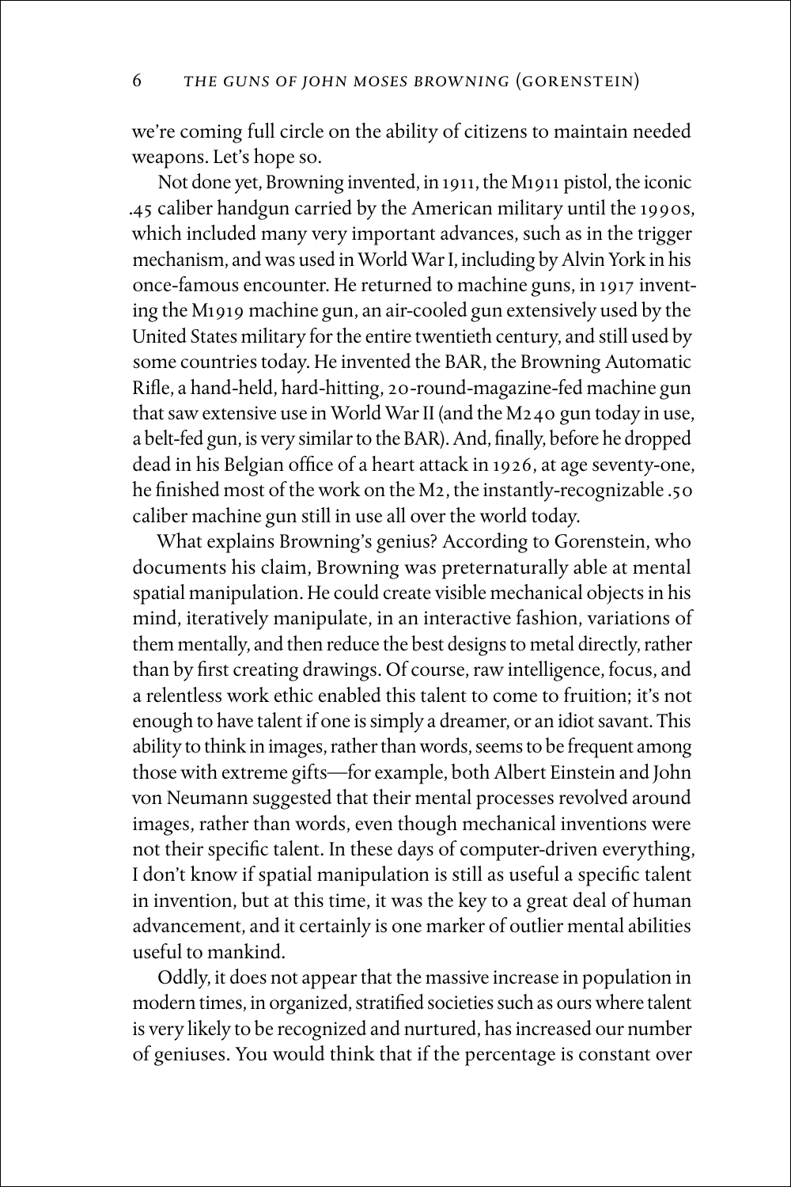we're coming full circle on the ability of citizens to maintain needed weapons. Let's hope so.

Not done yet, Browning invented, in 1911, the M1911 pistol, the iconic .45 caliber handgun carried by the American military until the 1990s, which included many very important advances, such as in the trigger mechanism, and was used in World War I, including by Alvin York in his once-famous encounter. He returned to machine guns, in 1917 inventing the M1919 machine gun, an air-cooled gun extensively used by the United States military for the entire twentieth century, and still used by some countries today. He invented the BAR, the Browning Automatic Rifle, a hand-held, hard-hitting, 20-round-magazine-fed machine gun that saw extensive use in World War II (and the M240 gun today in use, a belt-fed gun, is very similar to the BAR). And, finally, before he dropped dead in his Belgian office of a heart attack in 1926, at age seventy-one, he finished most of the work on the M2, the instantly-recognizable .50 caliber machine gun still in use all over the world today.

What explains Browning's genius? According to Gorenstein, who documents his claim, Browning was preternaturally able at mental spatial manipulation. He could create visible mechanical objects in his mind, iteratively manipulate, in an interactive fashion, variations of them mentally, and then reduce the best designs to metal directly, rather than by first creating drawings. Of course, raw intelligence, focus, and a relentless work ethic enabled this talent to come to fruition; it's not enough to have talent if one is simply a dreamer, or an idiot savant. This ability to think in images, rather than words, seems to be frequent among those with extreme gifts—for example, both Albert Einstein and John von Neumann suggested that their mental processes revolved around images, rather than words, even though mechanical inventions were not their specific talent. In these days of computer-driven everything, I don't know if spatial manipulation is still as useful a specific talent in invention, but at this time, it was the key to a great deal of human advancement, and it certainly is one marker of outlier mental abilities useful to mankind.

Oddly, it does not appear that the massive increase in population in modern times, in organized, stratified societies such as ours where talent is very likely to be recognized and nurtured, has increased our number of geniuses. You would think that if the percentage is constant over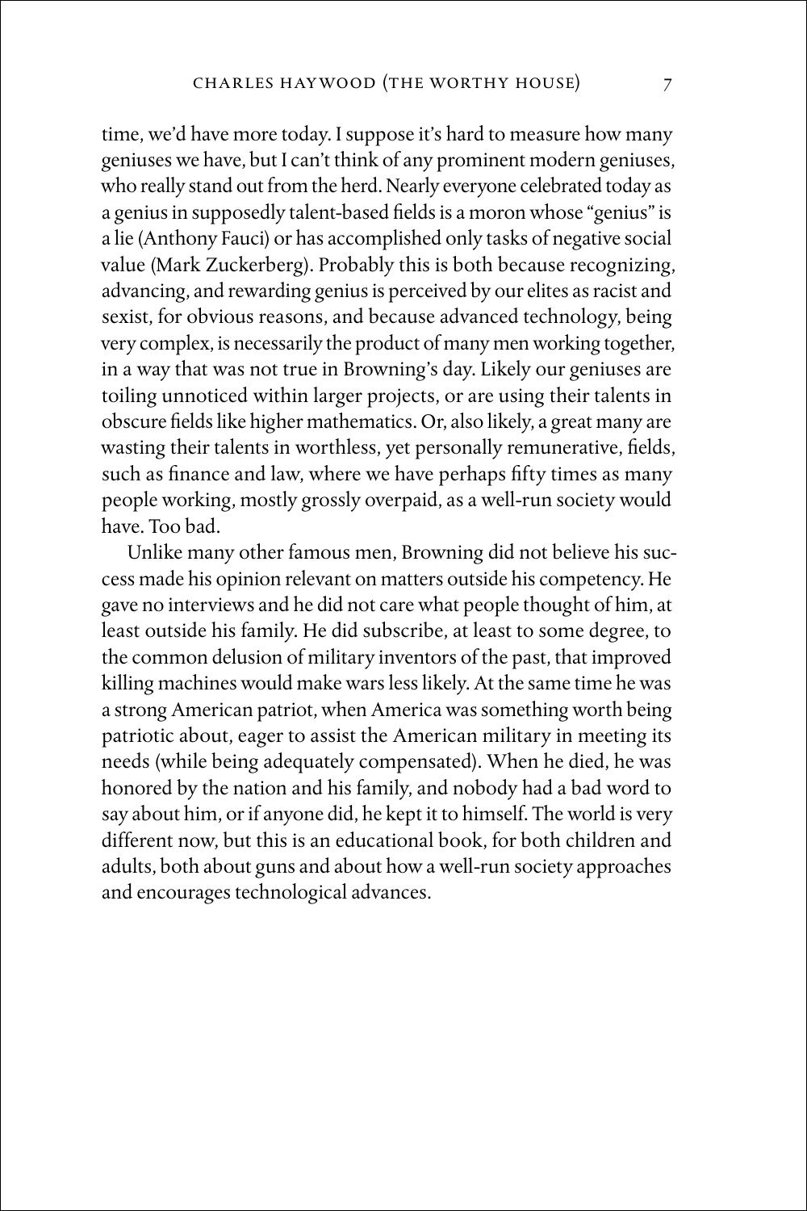time, we'd have more today. I suppose it's hard to measure how many geniuses we have, but I can't think of any prominent modern geniuses, who really stand out from the herd. Nearly everyone celebrated today as a genius in supposedly talent-based fields is a moron whose "genius" is a lie (Anthony Fauci) or has accomplished only tasks of negative social value (Mark Zuckerberg). Probably this is both because recognizing, advancing, and rewarding genius is perceived by our elites as racist and sexist, for obvious reasons, and because advanced technology, being very complex, is necessarily the product of many men working together, in a way that was not true in Browning's day. Likely our geniuses are toiling unnoticed within larger projects, or are using their talents in obscure fields like higher mathematics. Or, also likely, a great many are wasting their talents in worthless, yet personally remunerative, fields, such as finance and law, where we have perhaps fifty times as many people working, mostly grossly overpaid, as a well-run society would have. Too bad.

Unlike many other famous men, Browning did not believe his success made his opinion relevant on matters outside his competency. He gave no interviews and he did not care what people thought of him, at least outside his family. He did subscribe, at least to some degree, to the common delusion of military inventors of the past, that improved killing machines would make wars less likely. At the same time he was a strong American patriot, when America was something worth being patriotic about, eager to assist the American military in meeting its needs (while being adequately compensated). When he died, he was honored by the nation and his family, and nobody had a bad word to say about him, or if anyone did, he kept it to himself. The world is very different now, but this is an educational book, for both children and adults, both about guns and about how a well-run society approaches and encourages technological advances.